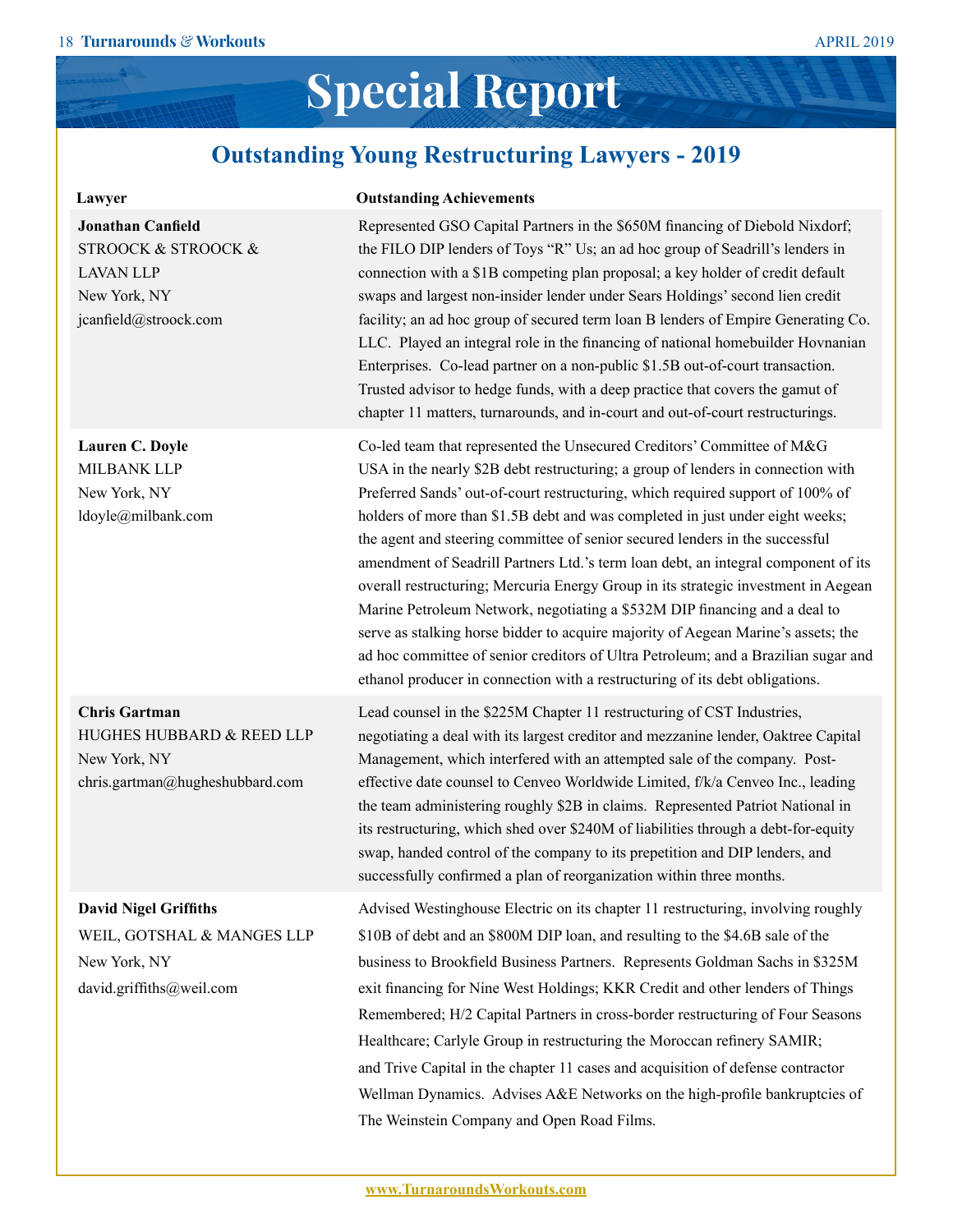# Special Report

## Outstanding Young Restructuring Lawyers - 2019

| Lawyer | Outstanding Achievements |
| --- | --- |
| **Jonathan Canfield**<br>STROOCK & STROOCK & LAVAN LLP<br>New York, NY<br>jcanfield@stroock.com | Represented GSO Capital Partners in the $650M financing of Diebold Nixdorf; the FILO DIP lenders of Toys "R" Us; an ad hoc group of Seadrill's lenders in connection with a $1B competing plan proposal; a key holder of credit default swaps and largest non-insider lender under Sears Holdings' second lien credit facility; an ad hoc group of secured term loan B lenders of Empire Generating Co. LLC. Played an integral role in the financing of national homebuilder Hovnanian Enterprises. Co-lead partner on a non-public $1.5B out-of-court transaction. Trusted advisor to hedge funds, with a deep practice that covers the gamut of chapter 11 matters, turnarounds, and in-court and out-of-court restructurings. |
| **Lauren C. Doyle**<br>MILBANK LLP<br>New York, NY<br>ldoyle@milbank.com | Co-led team that represented the Unsecured Creditors' Committee of M&G USA in the nearly $2B debt restructuring; a group of lenders in connection with Preferred Sands' out-of-court restructuring, which required support of 100% of holders of more than $1.5B debt and was completed in just under eight weeks; the agent and steering committee of senior secured lenders in the successful amendment of Seadrill Partners Ltd.'s term loan debt, an integral component of its overall restructuring; Mercuria Energy Group in its strategic investment in Aegean Marine Petroleum Network, negotiating a $532M DIP financing and a deal to serve as stalking horse bidder to acquire majority of Aegean Marine's assets; the ad hoc committee of senior creditors of Ultra Petroleum; and a Brazilian sugar and ethanol producer in connection with a restructuring of its debt obligations. |
| **Chris Gartman**<br>HUGHES HUBBARD & REED LLP<br>New York, NY<br>chris.gartman@hugheshubbard.com | Lead counsel in the $225M Chapter 11 restructuring of CST Industries, negotiating a deal with its largest creditor and mezzanine lender, Oaktree Capital Management, which interfered with an attempted sale of the company. Post-effective date counsel to Cenveo Worldwide Limited, f/k/a Cenveo Inc., leading the team administering roughly $2B in claims. Represented Patriot National in its restructuring, which shed over $240M of liabilities through a debt-for-equity swap, handed control of the company to its prepetition and DIP lenders, and successfully confirmed a plan of reorganization within three months. |
| **David Nigel Griffiths**<br>WEIL, GOTSHAL & MANGES LLP<br>New York, NY<br>david.griffiths@weil.com | Advised Westinghouse Electric on its chapter 11 restructuring, involving roughly $10B of debt and an $800M DIP loan, and resulting to the $4.6B sale of the business to Brookfield Business Partners. Represents Goldman Sachs in $325M exit financing for Nine West Holdings; KKR Credit and other lenders of Things Remembered; H/2 Capital Partners in cross-border restructuring of Four Seasons Healthcare; Carlyle Group in restructuring the Moroccan refinery SAMIR; and Trive Capital in the chapter 11 cases and acquisition of defense contractor Wellman Dynamics. Advises A&E Networks on the high-profile bankruptcies of The Weinstein Company and Open Road Films. |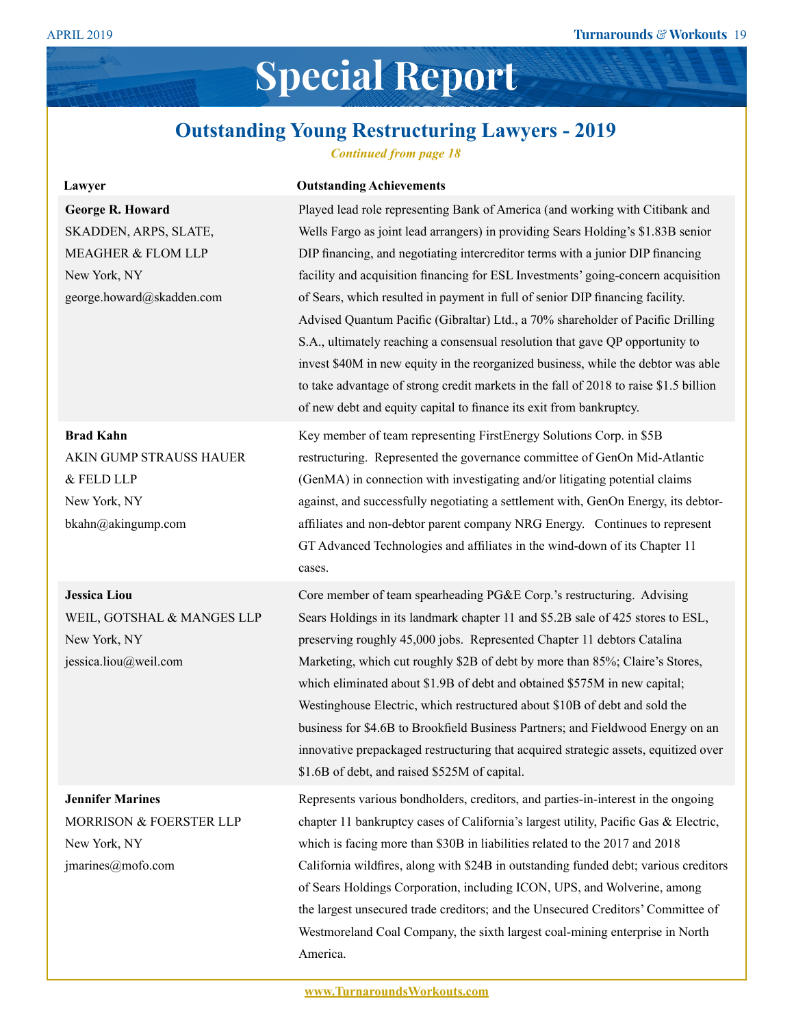# Special Report

## Outstanding Young Restructuring Lawyers - 2019

*Continued from page 18*

| Lawyer | Outstanding Achievements |
|---|---|
| **George R. Howard**<br>SKADDEN, ARPS, SLATE, MEAGHER & FLOM LLP<br>New York, NY<br>george.howard@skadden.com | Played lead role representing Bank of America (and working with Citibank and Wells Fargo as joint lead arrangers) in providing Sears Holding's $1.83B senior DIP financing, and negotiating intercreditor terms with a junior DIP financing facility and acquisition financing for ESL Investments' going-concern acquisition of Sears, which resulted in payment in full of senior DIP financing facility. Advised Quantum Pacific (Gibraltar) Ltd., a 70% shareholder of Pacific Drilling S.A., ultimately reaching a consensual resolution that gave QP opportunity to invest $40M in new equity in the reorganized business, while the debtor was able to take advantage of strong credit markets in the fall of 2018 to raise $1.5 billion of new debt and equity capital to finance its exit from bankruptcy. |
| **Brad Kahn**<br>AKIN GUMP STRAUSS HAUER & FELD LLP<br>New York, NY<br>bkahn@akingump.com | Key member of team representing FirstEnergy Solutions Corp. in $5B restructuring. Represented the governance committee of GenOn Mid-Atlantic (GenMA) in connection with investigating and/or litigating potential claims against, and successfully negotiating a settlement with, GenOn Energy, its debtor-affiliates and non-debtor parent company NRG Energy. Continues to represent GT Advanced Technologies and affiliates in the wind-down of its Chapter 11 cases. |
| **Jessica Liou**<br>WEIL, GOTSHAL & MANGES LLP<br>New York, NY<br>jessica.liou@weil.com | Core member of team spearheading PG&E Corp.'s restructuring. Advising Sears Holdings in its landmark chapter 11 and $5.2B sale of 425 stores to ESL, preserving roughly 45,000 jobs. Represented Chapter 11 debtors Catalina Marketing, which cut roughly $2B of debt by more than 85%; Claire's Stores, which eliminated about $1.9B of debt and obtained $575M in new capital; Westinghouse Electric, which restructured about $10B of debt and sold the business for $4.6B to Brookfield Business Partners; and Fieldwood Energy on an innovative prepackaged restructuring that acquired strategic assets, equitized over $1.6B of debt, and raised $525M of capital. |
| **Jennifer Marines**<br>MORRISON & FOERSTER LLP<br>New York, NY<br>jmarines@mofo.com | Represents various bondholders, creditors, and parties-in-interest in the ongoing chapter 11 bankruptcy cases of California's largest utility, Pacific Gas & Electric, which is facing more than $30B in liabilities related to the 2017 and 2018 California wildfires, along with $24B in outstanding funded debt; various creditors of Sears Holdings Corporation, including ICON, UPS, and Wolverine, among the largest unsecured trade creditors; and the Unsecured Creditors' Committee of Westmoreland Coal Company, the sixth largest coal-mining enterprise in North America. |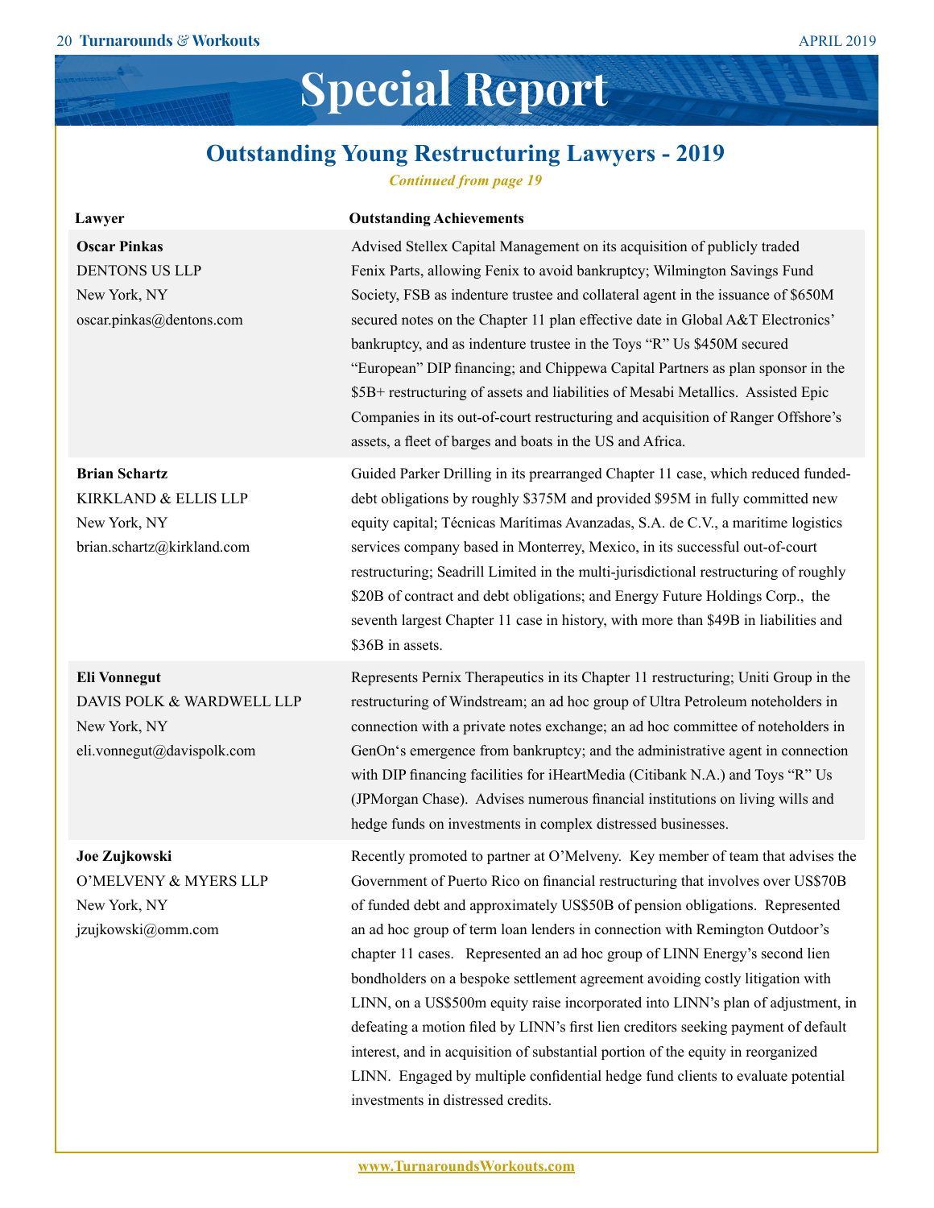# Special Report

## Outstanding Young Restructuring Lawyers - 2019

*Continued from page 19*

| Lawyer | Outstanding Achievements |
|---|---|
| **Oscar Pinkas**<br>DENTONS US LLP<br>New York, NY<br>oscar.pinkas@dentons.com | Advised Stellex Capital Management on its acquisition of publicly traded Fenix Parts, allowing Fenix to avoid bankruptcy; Wilmington Savings Fund Society, FSB as indenture trustee and collateral agent in the issuance of $650M secured notes on the Chapter 11 plan effective date in Global A&T Electronics' bankruptcy, and as indenture trustee in the Toys "R" Us $450M secured "European" DIP financing; and Chippewa Capital Partners as plan sponsor in the $5B+ restructuring of assets and liabilities of Mesabi Metallics. Assisted Epic Companies in its out-of-court restructuring and acquisition of Ranger Offshore's assets, a fleet of barges and boats in the US and Africa. |
| **Brian Schartz**<br>KIRKLAND & ELLIS LLP<br>New York, NY<br>brian.schartz@kirkland.com | Guided Parker Drilling in its prearranged Chapter 11 case, which reduced funded-debt obligations by roughly $375M and provided $95M in fully committed new equity capital; Técnicas Marítimas Avanzadas, S.A. de C.V., a maritime logistics services company based in Monterrey, Mexico, in its successful out-of-court restructuring; Seadrill Limited in the multi-jurisdictional restructuring of roughly $20B of contract and debt obligations; and Energy Future Holdings Corp., the seventh largest Chapter 11 case in history, with more than $49B in liabilities and $36B in assets. |
| **Eli Vonnegut**<br>DAVIS POLK & WARDWELL LLP<br>New York, NY<br>eli.vonnegut@davispolk.com | Represents Pernix Therapeutics in its Chapter 11 restructuring; Uniti Group in the restructuring of Windstream; an ad hoc group of Ultra Petroleum noteholders in connection with a private notes exchange; an ad hoc committee of noteholders in GenOn's emergence from bankruptcy; and the administrative agent in connection with DIP financing facilities for iHeartMedia (Citibank N.A.) and Toys "R" Us (JPMorgan Chase). Advises numerous financial institutions on living wills and hedge funds on investments in complex distressed businesses. |
| **Joe Zujkowski**<br>O'MELVENY & MYERS LLP<br>New York, NY<br>jzujkowski@omm.com | Recently promoted to partner at O'Melveny. Key member of team that advises the Government of Puerto Rico on financial restructuring that involves over US$70B of funded debt and approximately US$50B of pension obligations. Represented an ad hoc group of term loan lenders in connection with Remington Outdoor's chapter 11 cases. Represented an ad hoc group of LINN Energy's second lien bondholders on a bespoke settlement agreement avoiding costly litigation with LINN, on a US$500m equity raise incorporated into LINN's plan of adjustment, in defeating a motion filed by LINN's first lien creditors seeking payment of default interest, and in acquisition of substantial portion of the equity in reorganized LINN. Engaged by multiple confidential hedge fund clients to evaluate potential investments in distressed credits. |

www.TurnaroundsWorkouts.com